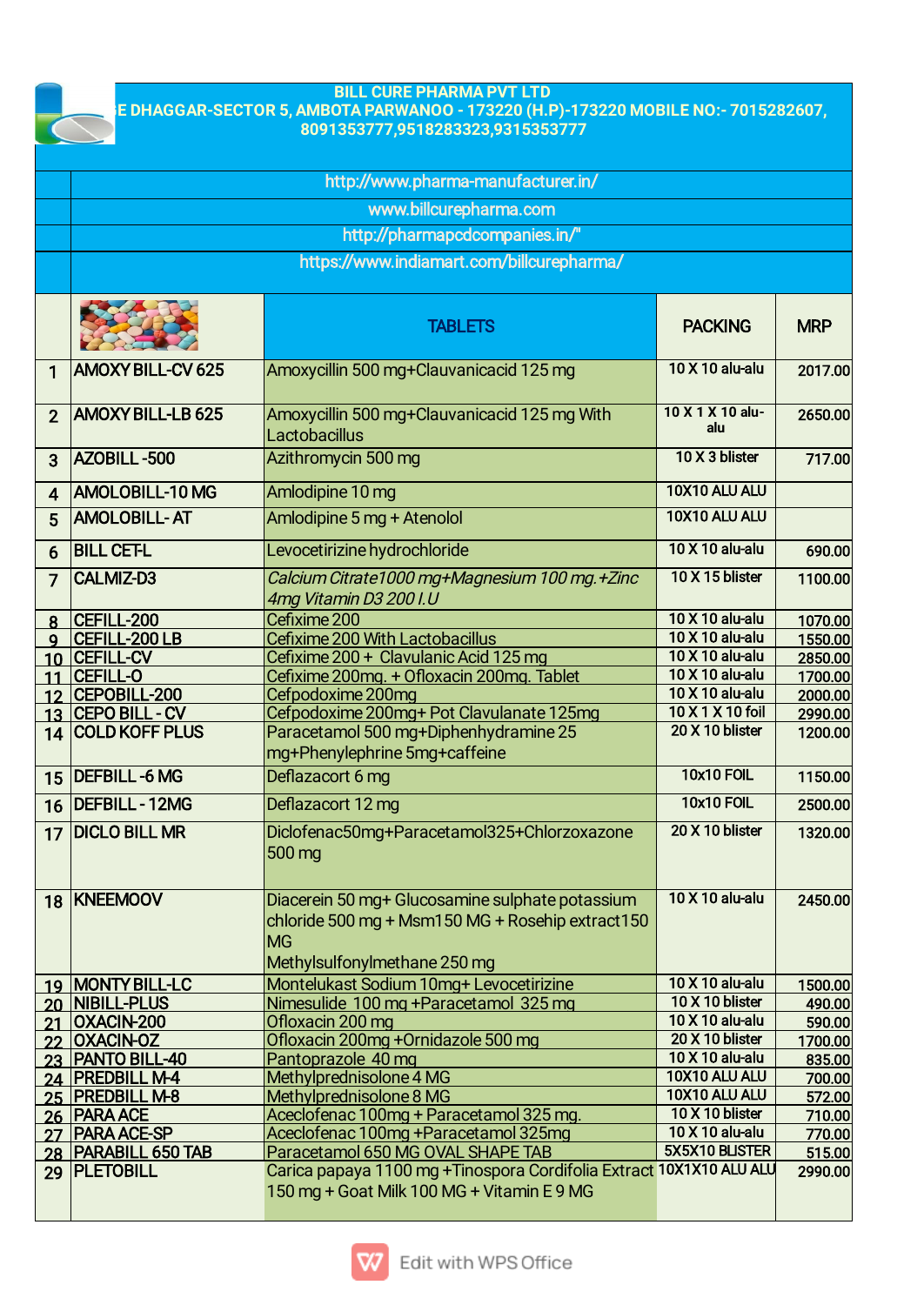# BILL CURE PHARMA PVT LTD

E DHAGGAR-SECTOR 5, AMBOTA PARWANOO - 173220 (H.P)-173220 MOBILE NO:- 7015282607, 8091353777,9518283323,9315353777

http://www.pharma-manufacturer.in/

www.billcurepharma.com

http://pharmapcdcompanies.in/"

https://www.indiamart.com/billcurepharma/

| | | TABLETS | PACKING | MRP |
|---|---|---|---|---|
| 1 | AMOXY BILL-CV 625 | Amoxycillin 500 mg+Clauvanicacid 125 mg | 10 X 10 alu-alu | 2017.00 |
| 2 | AMOXY BILL-LB 625 | Amoxycillin 500 mg+Clauvanicacid 125 mg With Lactobacillus | 10 X 1 X 10 alu-alu | 2650.00 |
| 3 | AZOBILL -500 | Azithromycin 500 mg | 10 X 3 blister | 717.00 |
| 4 | AMOLOBILL-10 MG | Amlodipine 10 mg | 10X10 ALU ALU | |
| 5 | AMOLOBILL- AT | Amlodipine 5 mg + Atenolol | 10X10 ALU ALU | |
| 6 | BILL CET-L | Levocetirizine hydrochloride | 10 X 10 alu-alu | 690.00 |
| 7 | CALMIZ-D3 | *Calcium Citrate1000 mg+Magnesium 100 mg.+Zinc 4mg Vitamin D3 200 I.U* | 10 X 15 blister | 1100.00 |
| 8 | CEFILL-200 | Cefixime 200 | 10 X 10 alu-alu | 1070.00 |
| 9 | CEFILL-200 LB | Cefixime 200 With Lactobacillus | 10 X 10 alu-alu | 1550.00 |
| 10 | CEFILL-CV | Cefixime 200 + Clavulanic Acid 125 mg | 10 X 10 alu-alu | 2850.00 |
| 11 | CEFILL-O | Cefixime 200mg. + Ofloxacin 200mg. Tablet | 10 X 10 alu-alu | 1700.00 |
| 12 | CEPOBILL-200 | Cefpodoxime 200mg | 10 X 10 alu-alu | 2000.00 |
| 13 | CEPO BILL - CV | Cefpodoxime 200mg+ Pot Clavulanate 125mg | 10 X 1 X 10 foil | 2990.00 |
| 14 | COLD KOFF PLUS | Paracetamol 500 mg+Diphenhydramine 25 mg+Phenylephrine 5mg+caffeine | 20 X 10 blister | 1200.00 |
| 15 | DEFBILL -6 MG | Deflazacort 6 mg | 10x10 FOIL | 1150.00 |
| 16 | DEFBILL - 12MG | Deflazacort 12 mg | 10x10 FOIL | 2500.00 |
| 17 | DICLO BILL MR | Diclofenac50mg+Paracetamol325+Chlorzoxazone 500 mg | 20 X 10 blister | 1320.00 |
| 18 | KNEEMOOV | Diacerein 50 mg+ Glucosamine sulphate potassium chloride 500 mg + Msm150 MG + Rosehip extract150 MG Methylsulfonylmethane 250 mg | 10 X 10 alu-alu | 2450.00 |
| 19 | MONTY BILL-LC | Montelukast Sodium 10mg+ Levocetirizine | 10 X 10 alu-alu | 1500.00 |
| 20 | NIBILL-PLUS | Nimesulide 100 mg +Paracetamol 325 mg | 10 X 10 blister | 490.00 |
| 21 | OXACIN-200 | Ofloxacin 200 mg | 10 X 10 alu-alu | 590.00 |
| 22 | OXACIN-OZ | Ofloxacin 200mg +Ornidazole 500 mg | 20 X 10 blister | 1700.00 |
| 23 | PANTO BILL-40 | Pantoprazole 40 mg | 10 X 10 alu-alu | 835.00 |
| 24 | PREDBILL M-4 | Methylprednisolone 4 MG | 10X10 ALU ALU | 700.00 |
| 25 | PREDBILL M-8 | Methylprednisolone 8 MG | 10X10 ALU ALU | 572.00 |
| 26 | PARA ACE | Aceclofenac 100mg + Paracetamol 325 mg. | 10 X 10 blister | 710.00 |
| 27 | PARA ACE-SP | Aceclofenac 100mg +Paracetamol 325mg | 10 X 10 alu-alu | 770.00 |
| 28 | PARABILL 650 TAB | Paracetamol 650 MG OVAL SHAPE TAB | 5X5X10 BLISTER | 515.00 |
| 29 | PLETOBILL | Carica papaya 1100 mg +Tinospora Cordifolia Extract 150 mg + Goat Milk 100 MG + Vitamin E 9 MG | 10X1X10 ALU ALU | 2990.00 |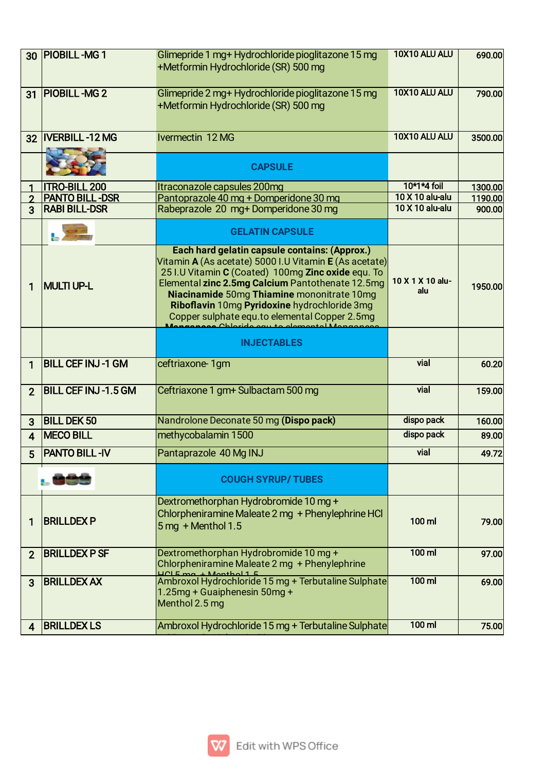| 30 | PIOBILL -MG 1 | Glimepride 1 mg+ Hydrochloride pioglitazone 15 mg +Metformin Hydrochloride (SR) 500 mg | 10X10 ALU ALU | 690.00 |
|---|---|---|---|---|
| 31 | PIOBILL -MG 2 | Glimepride 2 mg+ Hydrochloride pioglitazone 15 mg +Metformin Hydrochloride (SR) 500 mg | 10X10 ALU ALU | 790.00 |
| 32 | IVERBILL -12 MG | Ivermectin 12 MG | 10X10 ALU ALU | 3500.00 |
| | | **CAPSULE** | | |
| 1 | ITRO-BILL 200 | Itraconazole capsules 200mg | 10*1*4 foil | 1300.00 |
| 2 | PANTO BILL -DSR | Pantoprazole 40 mg + Domperidone 30 mg | 10 X 10 alu-alu | 1190.00 |
| 3 | RABI BILL-DSR | Rabeprazole 20 mg+ Domperidone 30 mg | 10 X 10 alu-alu | 900.00 |
| | | **GELATIN CAPSULE** | | |
| 1 | MULTI UP-L | **Each hard gelatin capsule contains: (Approx.)** Vitamin **A** (As acetate) 5000 I.U Vitamin **E** (As acetate) 25 I.U Vitamin **C** (Coated) 100mg **Zinc oxide** equ. To Elemental **zinc 2.5mg Calcium** Pantothenate 12.5mg **Niacinamide** 50mg **Thiamine** mononitrate 10mg **Riboflavin** 10mg **Pyridoxine** hydrochloride 3mg Copper sulphate equ.to elemental Copper 2.5mg **Manganese** Chloride equ.to elemental Manganese | 10 X 1 X 10 alu-alu | 1950.00 |
| | | **INJECTABLES** | | |
| 1 | BILL CEF INJ -1 GM | ceftriaxone- 1gm | vial | 60.20 |
| 2 | BILL CEF INJ -1.5 GM | Ceftriaxone 1 gm+ Sulbactam 500 mg | vial | 159.00 |
| 3 | BILL DEK 50 | Nandrolone Deconate 50 mg **(Dispo pack)** | dispo pack | 160.00 |
| 4 | MECO BILL | methycobalamin 1500 | dispo pack | 89.00 |
| 5 | PANTO BILL -IV | Pantaprazole 40 Mg INJ | vial | 49.72 |
| | | **COUGH SYRUP/ TUBES** | | |
| 1 | BRILLDEX P | Dextromethorphan Hydrobromide 10 mg + Chlorpheniramine Maleate 2 mg + Phenylephrine HCl 5 mg + Menthol 1.5 | 100 ml | 79.00 |
| 2 | BRILLDEX P SF | Dextromethorphan Hydrobromide 10 mg + Chlorpheniramine Maleate 2 mg + Phenylephrine HCl 5 mg + Menthol 1.5 | 100 ml | 97.00 |
| 3 | BRILLDEX AX | Ambroxol Hydrochloride 15 mg + Terbutaline Sulphate 1.25mg + Guaiphenesin 50mg + Menthol 2.5 mg | 100 ml | 69.00 |
| 4 | BRILLDEX LS | Ambroxol Hydrochloride 15 mg + Terbutaline Sulphate | 100 ml | 75.00 |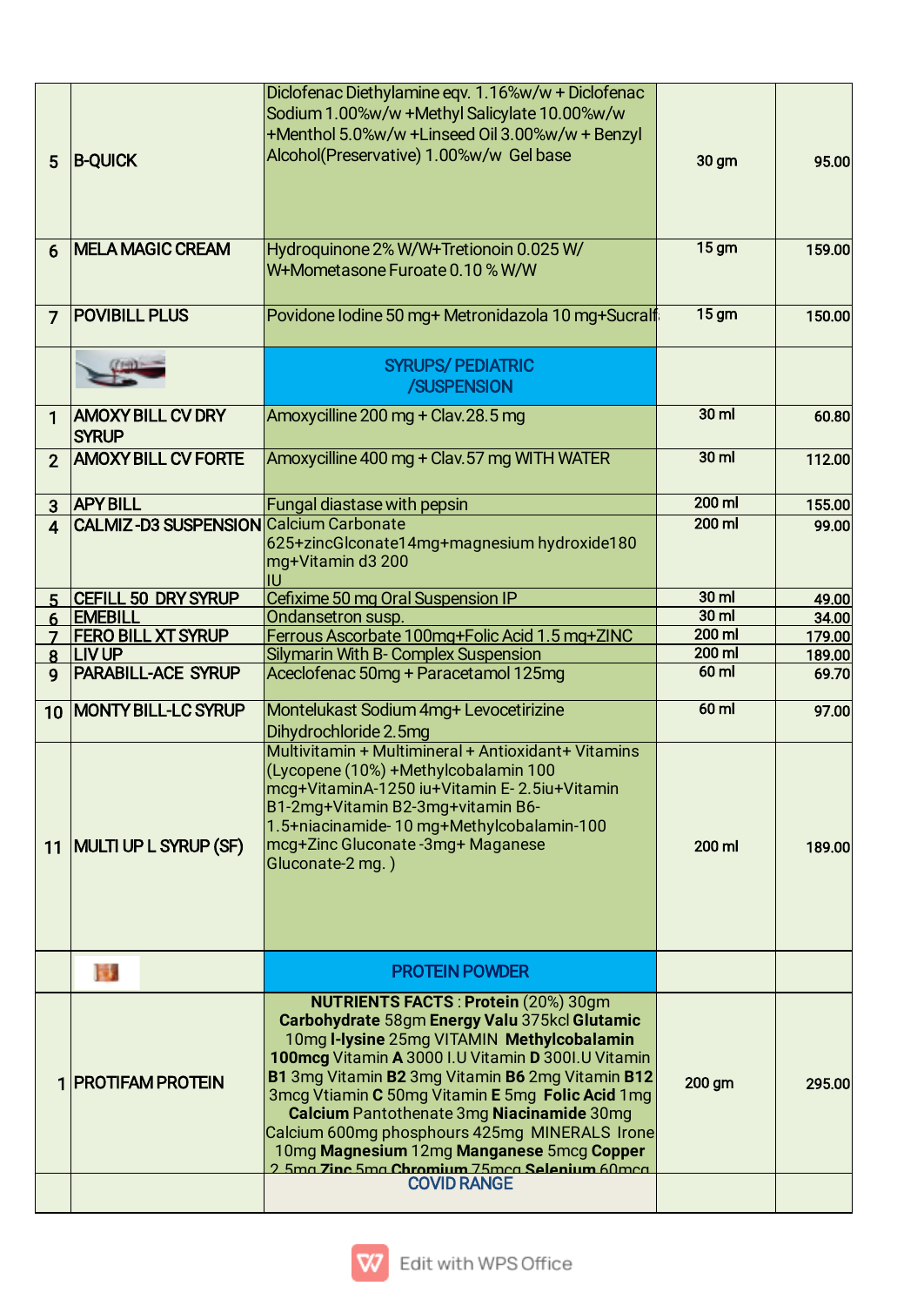| 5 | B-QUICK | Diclofenac Diethylamine eqv. 1.16%w/w + Diclofenac Sodium 1.00%w/w +Methyl Salicylate 10.00%w/w +Menthol 5.0%w/w +Linseed Oil 3.00%w/w + Benzyl Alcohol(Preservative) 1.00%w/w Gel base | 30 gm | 95.00 |
|---|---|---|---|---|
| 6 | MELA MAGIC CREAM | Hydroquinone 2% W/W+Tretionoin 0.025 W/W+Mometasone Furoate 0.10 % W/W | 15 gm | 159.00 |
| 7 | POVIBILL PLUS | Povidone Iodine 50 mg+ Metronidazola 10 mg+Sucralf | 15 gm | 150.00 |
| | | SYRUPS/ PEDIATRIC /SUSPENSION | | |
| 1 | AMOXY BILL CV DRY SYRUP | Amoxycilline 200 mg + Clav.28.5 mg | 30 ml | 60.80 |
| 2 | AMOXY BILL CV FORTE | Amoxycilline 400 mg + Clav.57 mg WITH WATER | 30 ml | 112.00 |
| 3 | APY BILL | Fungal diastase with pepsin | 200 ml | 155.00 |
| 4 | CALMIZ -D3 SUSPENSION | Calcium Carbonate 625+zincGlconate14mg+magnesium hydroxide180 mg+Vitamin d3 200 IU | 200 ml | 99.00 |
| 5 | CEFILL 50 DRY SYRUP | Cefixime 50 mg Oral Suspension IP | 30 ml | 49.00 |
| 6 | EMEBILL | Ondansetron susp. | 30 ml | 34.00 |
| 7 | FERO BILL XT SYRUP | Ferrous Ascorbate 100mg+Folic Acid 1.5 mg+ZINC | 200 ml | 179.00 |
| 8 | LIV UP | Silymarin With B- Complex Suspension | 200 ml | 189.00 |
| 9 | PARABILL-ACE SYRUP | Aceclofenac 50mg + Paracetamol 125mg | 60 ml | 69.70 |
| 10 | MONTY BILL-LC SYRUP | Montelukast Sodium 4mg+ Levocetirizine Dihydrochloride 2.5mg | 60 ml | 97.00 |
| 11 | MULTI UP L SYRUP (SF) | Multivitamin + Multimineral + Antioxidant+ Vitamins (Lycopene (10%) +Methylcobalamin 100 mcg+VitaminA-1250 iu+Vitamin E- 2.5iu+Vitamin B1-2mg+Vitamin B2-3mg+vitamin B6-1.5+niacinamide- 10 mg+Methylcobalamin-100 mcg+Zinc Gluconate -3mg+ Maganese Gluconate-2 mg. ) | 200 ml | 189.00 |
| | | PROTEIN POWDER | | |
| 1 | PROTIFAM PROTEIN | **NUTRIENTS FACTS** : **Protein** (20%) 30gm **Carbohydrate** 58gm **Energy Valu** 375kcl **Glutamic** 10mg **l-lysine** 25mg VITAMIN **Methylcobalamin 100mcg** Vitamin **A** 3000 I.U Vitamin **D** 300I.U Vitamin **B1** 3mg Vitamin **B2** 3mg Vitamin **B6** 2mg Vitamin **B12** 3mcg Vtiamin **C** 50mg Vitamin **E** 5mg **Folic Acid** 1mg **Calcium** Pantothenate 3mg **Niacinamide** 30mg Calcium 600mg phosphours 425mg MINERALS Irone 10mg **Magnesium** 12mg **Manganese** 5mcg **Copper** 2.5mg **Zinc** 5mg **Chromium** 75mcg **Selenium** 60mcg | 200 gm | 295.00 |
| | | COVID RANGE | | |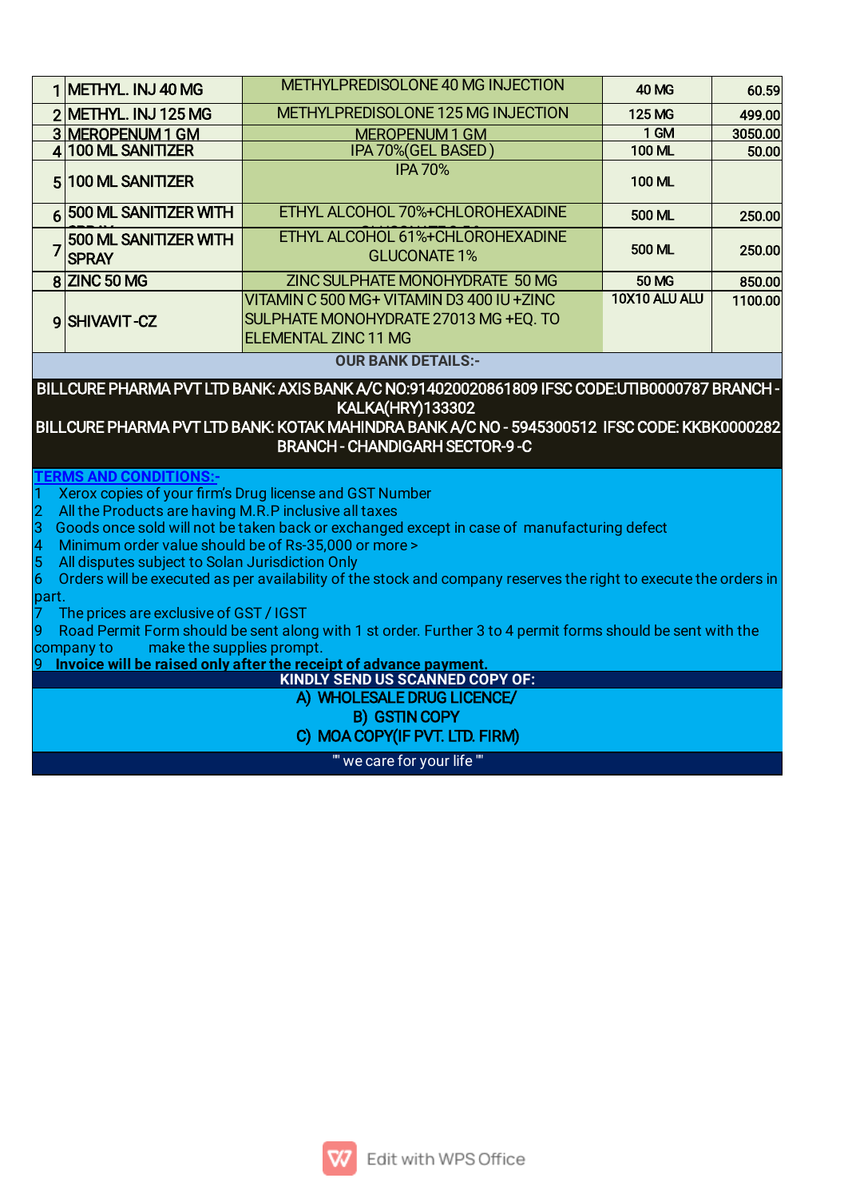| | | | | |
|---|---|---|---|---|
| 1 | METHYL. INJ 40 MG | METHYLPREDISOLONE 40 MG INJECTION | 40 MG | 60.59 |
| 2 | METHYL. INJ 125 MG | METHYLPREDISOLONE 125 MG INJECTION | 125 MG | 499.00 |
| 3 | MEROPENUM 1 GM | MEROPENUM 1 GM | 1 GM | 3050.00 |
| 4 | 100 ML SANITIZER | IPA 70%(GEL BASED ) | 100 ML | 50.00 |
| 5 | 100 ML SANITIZER | IPA 70% | 100 ML | |
| 6 | 500 ML SANITIZER WITH | ETHYL ALCOHOL 70%+CHLOROHEXADINE | 500 ML | 250.00 |
| 7 | 500 ML SANITIZER WITH SPRAY | ETHYL ALCOHOL 61%+CHLOROHEXADINE GLUCONATE 1% | 500 ML | 250.00 |
| 8 | ZINC 50 MG | ZINC SULPHATE MONOHYDRATE 50 MG | 50 MG | 850.00 |
| 9 | SHIVAVIT-CZ | VITAMIN C 500 MG+ VITAMIN D3 400 IU +ZINC SULPHATE MONOHYDRATE 27013 MG +EQ. TO ELEMENTAL ZINC 11 MG | 10X10 ALU ALU | 1100.00 |

**OUR BANK DETAILS:-**

**BILLCURE PHARMA PVT LTD BANK: AXIS BANK A/C NO:914020020861809 IFSC CODE:UTIB0000787 BRANCH - KALKA(HRY)133302**

**BILLCURE PHARMA PVT LTD BANK: KOTAK MAHINDRA BANK A/C NO - 5945300512 IFSC CODE: KKBK0000282 BRANCH - CHANDIGARH SECTOR-9 -C**

**TERMS AND CONDITIONS:-**

1 Xerox copies of your firm's Drug license and GST Number
2 All the Products are having M.R.P inclusive all taxes
3 Goods once sold will not be taken back or exchanged except in case of manufacturing defect
4 Minimum order value should be of Rs-35,000 or more >
5 All disputes subject to Solan Jurisdiction Only
6 Orders will be executed as per availability of the stock and company reserves the right to execute the orders in part.
7 The prices are exclusive of GST / IGST
9 Road Permit Form should be sent along with 1 st order. Further 3 to 4 permit forms should be sent with the company to make the supplies prompt.
9 **Invoice will be raised only after the receipt of advance payment.**

**KINDLY SEND US SCANNED COPY OF:**

**A) WHOLESALE DRUG LICENCE/**

**B) GSTIN COPY**

**C) MOA COPY(IF PVT. LTD. FIRM)**

"" we care for your life ""